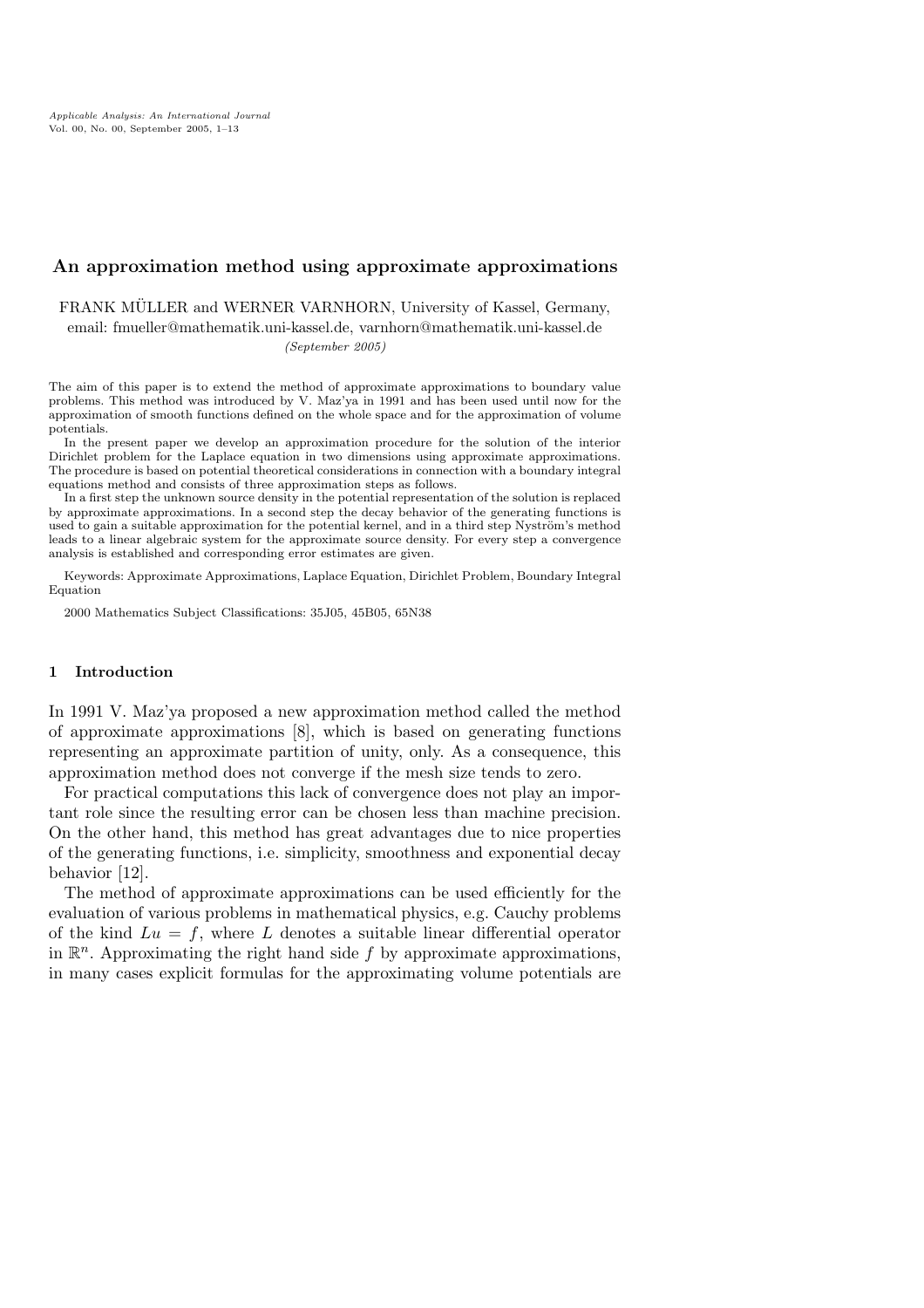# An approximation method using approximate approximations

FRANK MÜLLER and WERNER VARNHORN, University of Kassel, Germany,
email: fmueller@mathematik.uni-kassel.de, varnhorn@mathematik.uni-kassel.de

*(September 2005)*

The aim of this paper is to extend the method of approximate approximations to boundary value problems. This method was introduced by V. Maz'ya in 1991 and has been used until now for the approximation of smooth functions defined on the whole space and for the approximation of volume potentials.

In the present paper we develop an approximation procedure for the solution of the interior Dirichlet problem for the Laplace equation in two dimensions using approximate approximations. The procedure is based on potential theoretical considerations in connection with a boundary integral equations method and consists of three approximation steps as follows.

In a first step the unknown source density in the potential representation of the solution is replaced by approximate approximations. In a second step the decay behavior of the generating functions is used to gain a suitable approximation for the potential kernel, and in a third step Nyström's method leads to a linear algebraic system for the approximate source density. For every step a convergence analysis is established and corresponding error estimates are given.

Keywords: Approximate Approximations, Laplace Equation, Dirichlet Problem, Boundary Integral Equation

2000 Mathematics Subject Classifications: 35J05, 45B05, 65N38

## 1 Introduction

In 1991 V. Maz'ya proposed a new approximation method called the method of approximate approximations [8], which is based on generating functions representing an approximate partition of unity, only. As a consequence, this approximation method does not converge if the mesh size tends to zero.

For practical computations this lack of convergence does not play an important role since the resulting error can be chosen less than machine precision. On the other hand, this method has great advantages due to nice properties of the generating functions, i.e. simplicity, smoothness and exponential decay behavior [12].

The method of approximate approximations can be used efficiently for the evaluation of various problems in mathematical physics, e.g. Cauchy problems of the kind $Lu = f$, where $L$ denotes a suitable linear differential operator in $\mathbb{R}^n$. Approximating the right hand side $f$ by approximate approximations, in many cases explicit formulas for the approximating volume potentials are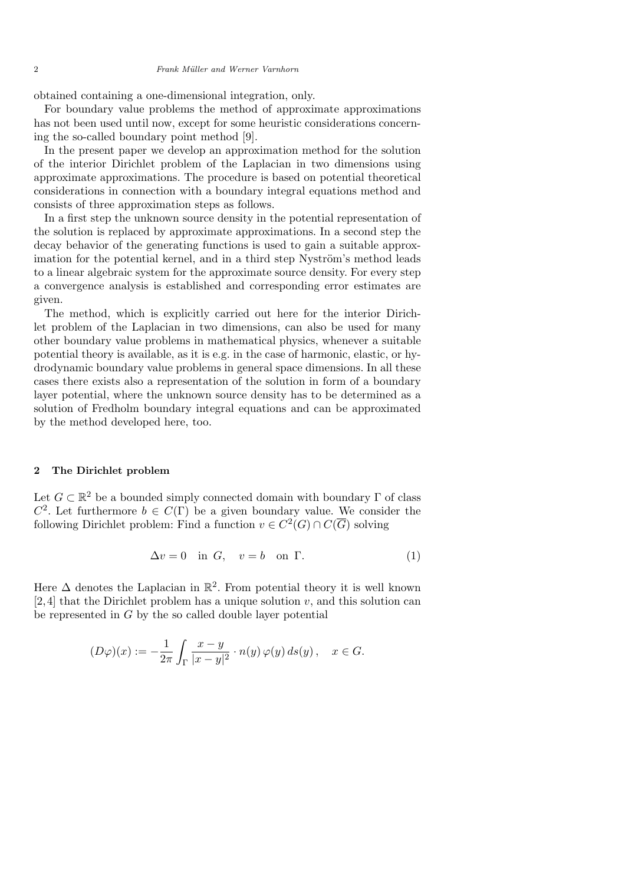obtained containing a one-dimensional integration, only.

For boundary value problems the method of approximate approximations has not been used until now, except for some heuristic considerations concerning the so-called boundary point method [9].

In the present paper we develop an approximation method for the solution of the interior Dirichlet problem of the Laplacian in two dimensions using approximate approximations. The procedure is based on potential theoretical considerations in connection with a boundary integral equations method and consists of three approximation steps as follows.

In a first step the unknown source density in the potential representation of the solution is replaced by approximate approximations. In a second step the decay behavior of the generating functions is used to gain a suitable approximation for the potential kernel, and in a third step Nyström's method leads to a linear algebraic system for the approximate source density. For every step a convergence analysis is established and corresponding error estimates are given.

The method, which is explicitly carried out here for the interior Dirichlet problem of the Laplacian in two dimensions, can also be used for many other boundary value problems in mathematical physics, whenever a suitable potential theory is available, as it is e.g. in the case of harmonic, elastic, or hydrodynamic boundary value problems in general space dimensions. In all these cases there exists also a representation of the solution in form of a boundary layer potential, where the unknown source density has to be determined as a solution of Fredholm boundary integral equations and can be approximated by the method developed here, too.

## 2 The Dirichlet problem

Let $G \subset \mathbb{R}^2$ be a bounded simply connected domain with boundary $\Gamma$ of class $C^2$. Let furthermore $b \in C(\Gamma)$ be a given boundary value. We consider the following Dirichlet problem: Find a function $v \in C^2(G) \cap C(\overline{G})$ solving

$$\Delta v = 0 \quad \text{in } G, \quad v = b \quad \text{on } \Gamma. \tag{1}$$

Here $\Delta$ denotes the Laplacian in $\mathbb{R}^2$. From potential theory it is well known [2, 4] that the Dirichlet problem has a unique solution $v$, and this solution can be represented in $G$ by the so called double layer potential

$$(D\varphi)(x) := -\frac{1}{2\pi} \int_{\Gamma} \frac{x-y}{|x-y|^2} \cdot n(y)\, \varphi(y)\, ds(y)\,, \quad x \in G.$$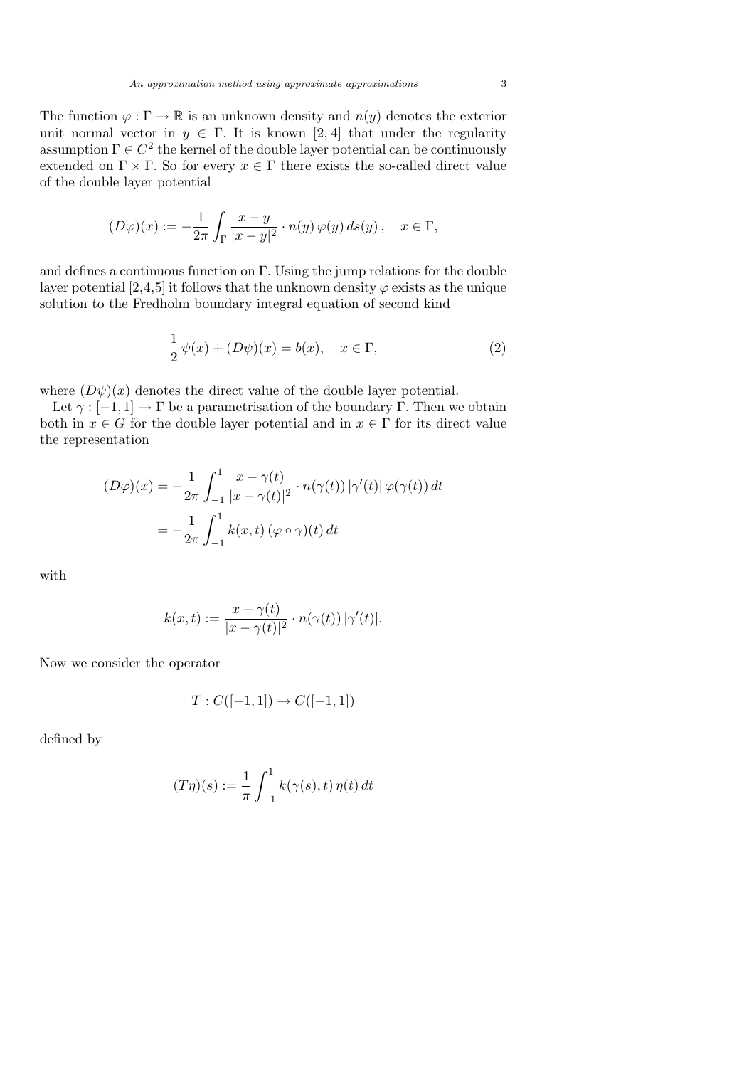The function $\varphi : \Gamma \to \mathbb{R}$ is an unknown density and $n(y)$ denotes the exterior unit normal vector in $y \in \Gamma$. It is known [2, 4] that under the regularity assumption $\Gamma \in C^2$ the kernel of the double layer potential can be continuously extended on $\Gamma \times \Gamma$. So for every $x \in \Gamma$ there exists the so-called direct value of the double layer potential

$$(D\varphi)(x) := -\frac{1}{2\pi} \int_\Gamma \frac{x - y}{|x - y|^2} \cdot n(y)\, \varphi(y)\, ds(y)\,, \quad x \in \Gamma,$$

and defines a continuous function on $\Gamma$. Using the jump relations for the double layer potential [2,4,5] it follows that the unknown density $\varphi$ exists as the unique solution to the Fredholm boundary integral equation of second kind

$$\frac{1}{2}\, \psi(x) + (D\psi)(x) = b(x), \quad x \in \Gamma, \tag{2}$$

where $(D\psi)(x)$ denotes the direct value of the double layer potential.

Let $\gamma : [-1, 1] \to \Gamma$ be a parametrisation of the boundary $\Gamma$. Then we obtain both in $x \in G$ for the double layer potential and in $x \in \Gamma$ for its direct value the representation

$$\begin{aligned}
(D\varphi)(x) &= -\frac{1}{2\pi} \int_{-1}^{1} \frac{x - \gamma(t)}{|x - \gamma(t)|^2} \cdot n(\gamma(t))\, |\gamma'(t)|\, \varphi(\gamma(t))\, dt \\
&= -\frac{1}{2\pi} \int_{-1}^{1} k(x, t)\, (\varphi \circ \gamma)(t)\, dt
\end{aligned}$$

with

$$k(x, t) := \frac{x - \gamma(t)}{|x - \gamma(t)|^2} \cdot n(\gamma(t))\, |\gamma'(t)|.$$

Now we consider the operator

$$T : C([-1, 1]) \to C([-1, 1])$$

defined by

$$(T\eta)(s) := \frac{1}{\pi} \int_{-1}^{1} k(\gamma(s), t)\, \eta(t)\, dt$$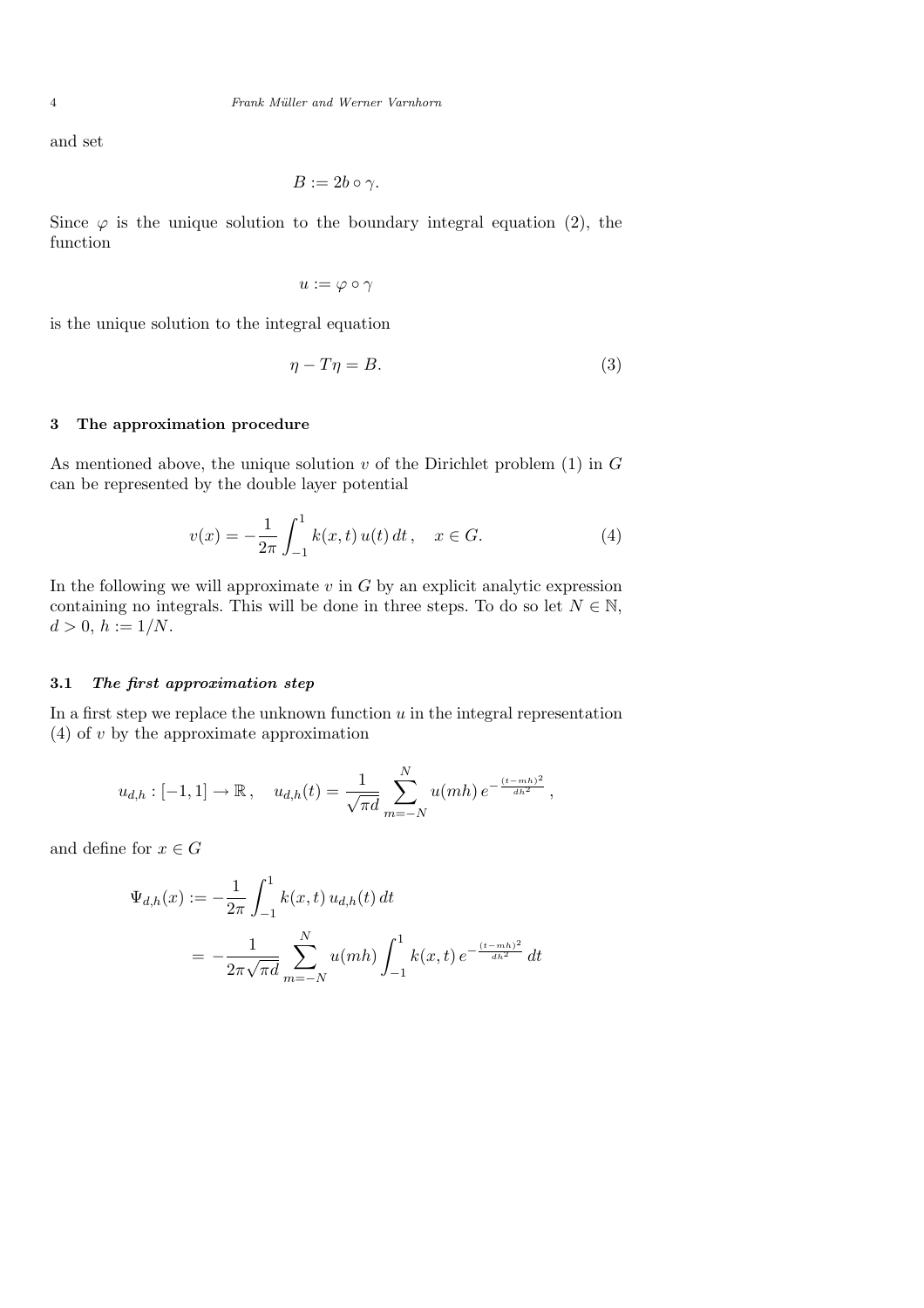and set

$$B := 2b \circ \gamma.$$

Since $\varphi$ is the unique solution to the boundary integral equation (2), the function

$$u := \varphi \circ \gamma$$

is the unique solution to the integral equation

$$\eta - T\eta = B. \tag{3}$$

## 3 The approximation procedure

As mentioned above, the unique solution $v$ of the Dirichlet problem (1) in $G$ can be represented by the double layer potential

$$v(x) = -\frac{1}{2\pi} \int_{-1}^{1} k(x,t)\, u(t)\, dt\,, \quad x \in G. \tag{4}$$

In the following we will approximate $v$ in $G$ by an explicit analytic expression containing no integrals. This will be done in three steps. To do so let $N \in \mathbb{N}$, $d > 0$, $h := 1/N$.

### 3.1 *The first approximation step*

In a first step we replace the unknown function $u$ in the integral representation (4) of $v$ by the approximate approximation

$$u_{d,h} : [-1,1] \to \mathbb{R}\,, \quad u_{d,h}(t) = \frac{1}{\sqrt{\pi d}} \sum_{m=-N}^{N} u(mh)\, e^{-\frac{(t-mh)^2}{dh^2}}\,,$$

and define for $x \in G$

$$\begin{aligned}
\Psi_{d,h}(x) &:= -\frac{1}{2\pi} \int_{-1}^{1} k(x,t)\, u_{d,h}(t)\, dt \\
&= -\frac{1}{2\pi\sqrt{\pi d}} \sum_{m=-N}^{N} u(mh) \int_{-1}^{1} k(x,t)\, e^{-\frac{(t-mh)^2}{dh^2}}\, dt
\end{aligned}$$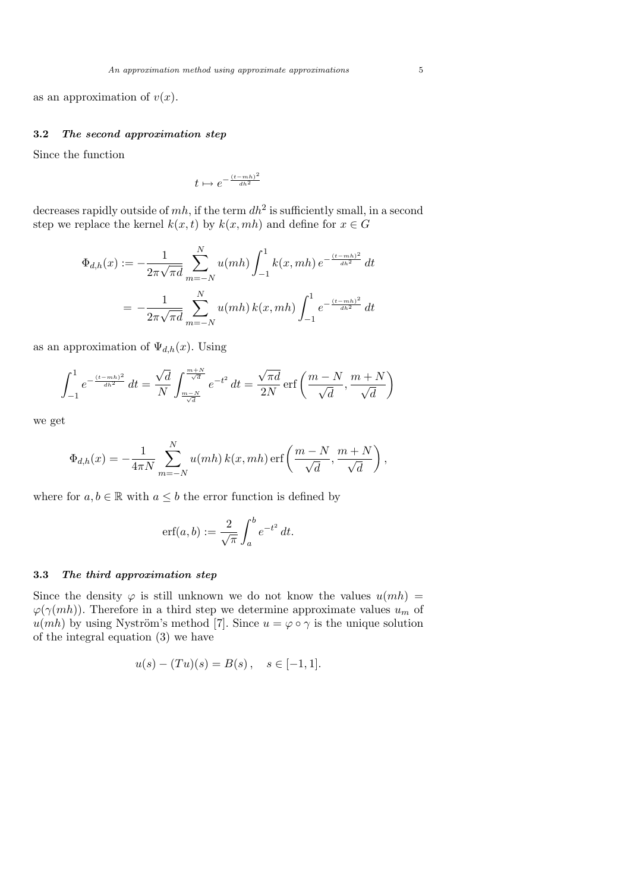as an approximation of $v(x)$.

### 3.2 *The second approximation step*

Since the function

$$t \mapsto e^{-\frac{(t-mh)^2}{dh^2}}$$

decreases rapidly outside of $mh$, if the term $dh^2$ is sufficiently small, in a second step we replace the kernel $k(x,t)$ by $k(x,mh)$ and define for $x \in G$

$$\begin{aligned}
\Phi_{d,h}(x) &:= -\frac{1}{2\pi\sqrt{\pi d}} \sum_{m=-N}^{N} u(mh) \int_{-1}^{1} k(x,mh)\, e^{-\frac{(t-mh)^2}{dh^2}}\, dt \\
&= -\frac{1}{2\pi\sqrt{\pi d}} \sum_{m=-N}^{N} u(mh)\, k(x,mh) \int_{-1}^{1} e^{-\frac{(t-mh)^2}{dh^2}}\, dt
\end{aligned}$$

as an approximation of $\Psi_{d,h}(x)$. Using

$$\int_{-1}^{1} e^{-\frac{(t-mh)^2}{dh^2}}\, dt = \frac{\sqrt{d}}{N} \int_{\frac{m-N}{\sqrt{d}}}^{\frac{m+N}{\sqrt{d}}} e^{-t^2}\, dt = \frac{\sqrt{\pi d}}{2N} \operatorname{erf}\left(\frac{m-N}{\sqrt{d}}, \frac{m+N}{\sqrt{d}}\right)$$

we get

$$\Phi_{d,h}(x) = -\frac{1}{4\pi N} \sum_{m=-N}^{N} u(mh)\, k(x,mh) \operatorname{erf}\left(\frac{m-N}{\sqrt{d}}, \frac{m+N}{\sqrt{d}}\right),$$

where for $a, b \in \mathbb{R}$ with $a \leq b$ the error function is defined by

$$\operatorname{erf}(a,b) := \frac{2}{\sqrt{\pi}} \int_{a}^{b} e^{-t^2}\, dt.$$

### 3.3 *The third approximation step*

Since the density $\varphi$ is still unknown we do not know the values $u(mh) = \varphi(\gamma(mh))$. Therefore in a third step we determine approximate values $u_m$ of $u(mh)$ by using Nyström's method [7]. Since $u = \varphi \circ \gamma$ is the unique solution of the integral equation (3) we have

$$u(s) - (Tu)(s) = B(s)\,, \quad s \in [-1,1].$$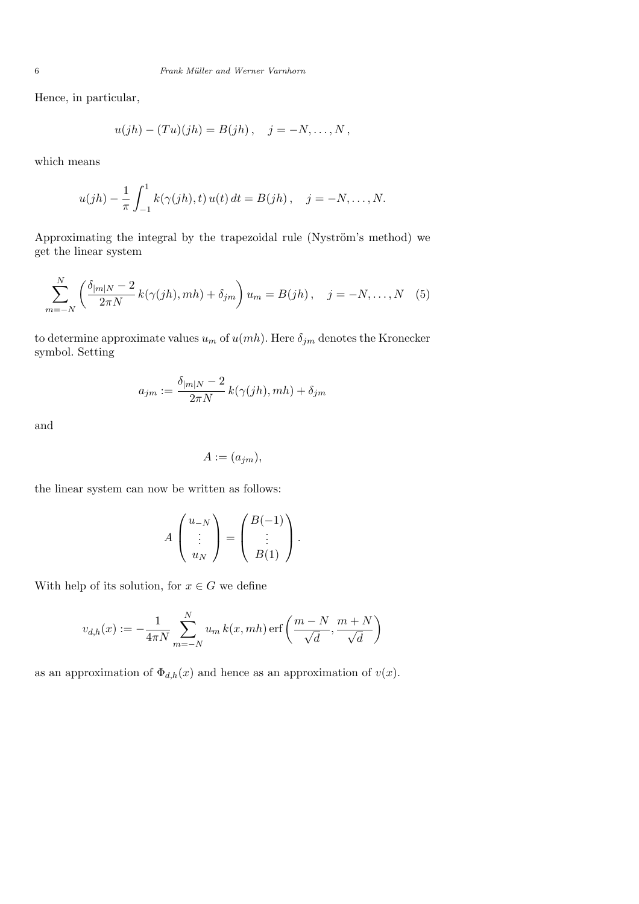Hence, in particular,

$$u(jh) - (Tu)(jh) = B(jh)\,, \quad j = -N, \ldots, N\,,$$

which means

$$u(jh) - \frac{1}{\pi} \int_{-1}^{1} k(\gamma(jh), t)\, u(t)\, dt = B(jh)\,, \quad j = -N, \ldots, N.$$

Approximating the integral by the trapezoidal rule (Nyström's method) we get the linear system

$$\sum_{m=-N}^{N} \left( \frac{\delta_{|m|N} - 2}{2\pi N}\, k(\gamma(jh), mh) + \delta_{jm} \right) u_m = B(jh)\,, \quad j = -N, \ldots, N \quad (5)$$

to determine approximate values $u_m$ of $u(mh)$. Here $\delta_{jm}$ denotes the Kronecker symbol. Setting

$$a_{jm} := \frac{\delta_{|m|N} - 2}{2\pi N}\, k(\gamma(jh), mh) + \delta_{jm}$$

and

$$A := (a_{jm}),$$

the linear system can now be written as follows:

$$A \begin{pmatrix} u_{-N} \\ \vdots \\ u_N \end{pmatrix} = \begin{pmatrix} B(-1) \\ \vdots \\ B(1) \end{pmatrix}.$$

With help of its solution, for $x \in G$ we define

$$v_{d,h}(x) := -\frac{1}{4\pi N} \sum_{m=-N}^{N} u_m\, k(x, mh)\, \mathrm{erf}\left( \frac{m-N}{\sqrt{d}}, \frac{m+N}{\sqrt{d}} \right)$$

as an approximation of $\Phi_{d,h}(x)$ and hence as an approximation of $v(x)$.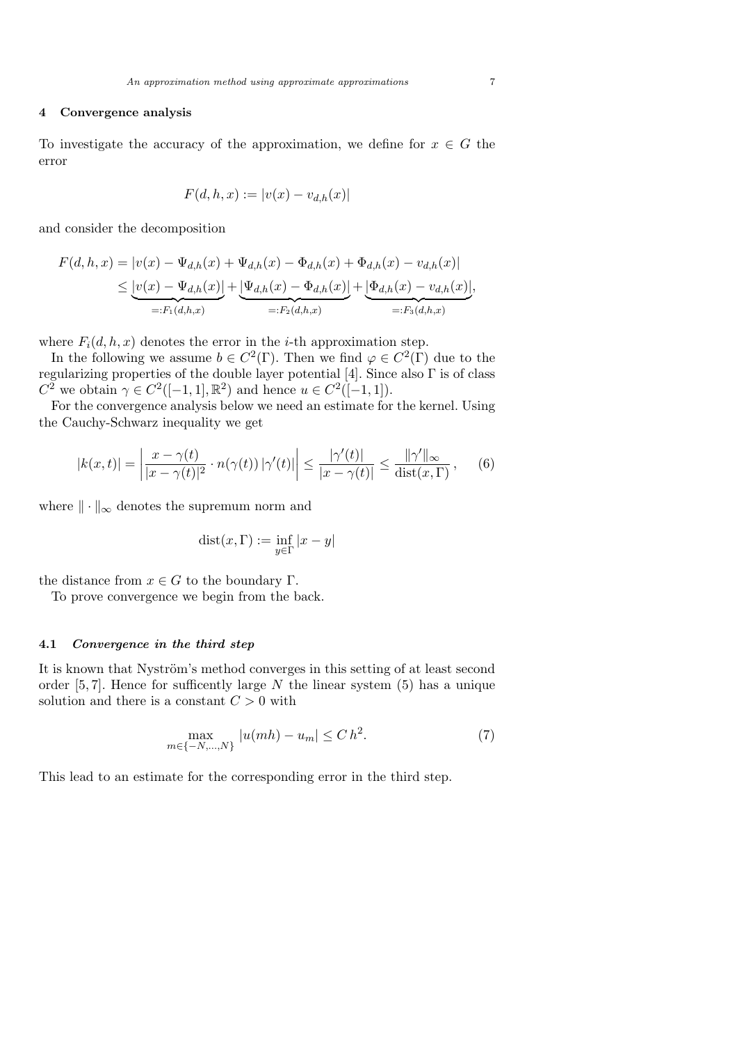## 4 Convergence analysis

To investigate the accuracy of the approximation, we define for $x \in G$ the error

$$F(d,h,x) := |v(x) - v_{d,h}(x)|$$

and consider the decomposition

$$\begin{aligned} F(d,h,x) &= |v(x) - \Psi_{d,h}(x) + \Psi_{d,h}(x) - \Phi_{d,h}(x) + \Phi_{d,h}(x) - v_{d,h}(x)| \\ &\leq \underbrace{|v(x) - \Psi_{d,h}(x)|}_{=:F_1(d,h,x)} + \underbrace{|\Psi_{d,h}(x) - \Phi_{d,h}(x)|}_{=:F_2(d,h,x)} + \underbrace{|\Phi_{d,h}(x) - v_{d,h}(x)|}_{=:F_3(d,h,x)}, \end{aligned}$$

where $F_i(d,h,x)$ denotes the error in the $i$-th approximation step.

In the following we assume $b \in C^2(\Gamma)$. Then we find $\varphi \in C^2(\Gamma)$ due to the regularizing properties of the double layer potential [4]. Since also $\Gamma$ is of class $C^2$ we obtain $\gamma \in C^2([-1,1],\mathbb{R}^2)$ and hence $u \in C^2([-1,1])$.

For the convergence analysis below we need an estimate for the kernel. Using the Cauchy-Schwarz inequality we get

$$|k(x,t)| = \left| \frac{x - \gamma(t)}{|x - \gamma(t)|^2} \cdot n(\gamma(t))\,|\gamma'(t)| \right| \leq \frac{|\gamma'(t)|}{|x - \gamma(t)|} \leq \frac{\|\gamma'\|_\infty}{\operatorname{dist}(x,\Gamma)}\,, \tag{6}$$

where $\|\cdot\|_\infty$ denotes the supremum norm and

$$\operatorname{dist}(x,\Gamma) := \inf_{y \in \Gamma} |x - y|$$

the distance from $x \in G$ to the boundary $\Gamma$.

To prove convergence we begin from the back.

### 4.1 *Convergence in the third step*

It is known that Nyström's method converges in this setting of at least second order [5, 7]. Hence for sufficently large $N$ the linear system (5) has a unique solution and there is a constant $C > 0$ with

$$\max_{m \in \{-N,\ldots,N\}} |u(mh) - u_m| \leq C\,h^2. \tag{7}$$

This lead to an estimate for the corresponding error in the third step.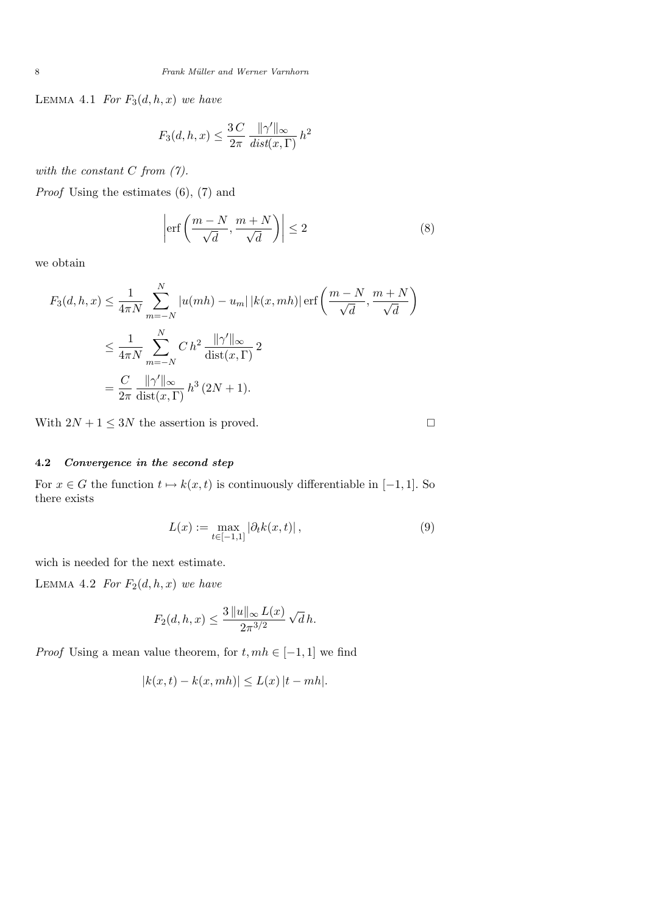Lemma 4.1 *For $F_3(d,h,x)$ we have*

$$F_3(d,h,x) \le \frac{3\,C}{2\pi}\,\frac{\|\gamma'\|_\infty}{dist(x,\Gamma)}\,h^2$$

*with the constant $C$ from (7).*

*Proof* Using the estimates (6), (7) and

$$\left|\operatorname{erf}\left(\frac{m-N}{\sqrt{d}},\frac{m+N}{\sqrt{d}}\right)\right| \le 2 \tag{8}$$

we obtain

$$\begin{aligned}
F_3(d,h,x) &\le \frac{1}{4\pi N}\sum_{m=-N}^{N} |u(mh)-u_m|\,|k(x,mh)|\operatorname{erf}\left(\frac{m-N}{\sqrt{d}},\frac{m+N}{\sqrt{d}}\right)\\
&\le \frac{1}{4\pi N}\sum_{m=-N}^{N} C\,h^2\,\frac{\|\gamma'\|_\infty}{\operatorname{dist}(x,\Gamma)}\,2\\
&= \frac{C}{2\pi}\,\frac{\|\gamma'\|_\infty}{\operatorname{dist}(x,\Gamma)}\,h^3\,(2N+1).
\end{aligned}$$

With $2N+1 \le 3N$ the assertion is proved. □

### 4.2 *Convergence in the second step*

For $x \in G$ the function $t \mapsto k(x,t)$ is continuously differentiable in $[-1,1]$. So there exists

$$L(x) := \max_{t\in[-1,1]} |\partial_t k(x,t)|\,, \tag{9}$$

wich is needed for the next estimate.

Lemma 4.2 *For $F_2(d,h,x)$ we have*

$$F_2(d,h,x) \le \frac{3\,\|u\|_\infty\,L(x)}{2\pi^{3/2}}\,\sqrt{d}\,h.$$

*Proof* Using a mean value theorem, for $t, mh \in [-1,1]$ we find

$$|k(x,t)-k(x,mh)| \le L(x)\,|t-mh|.$$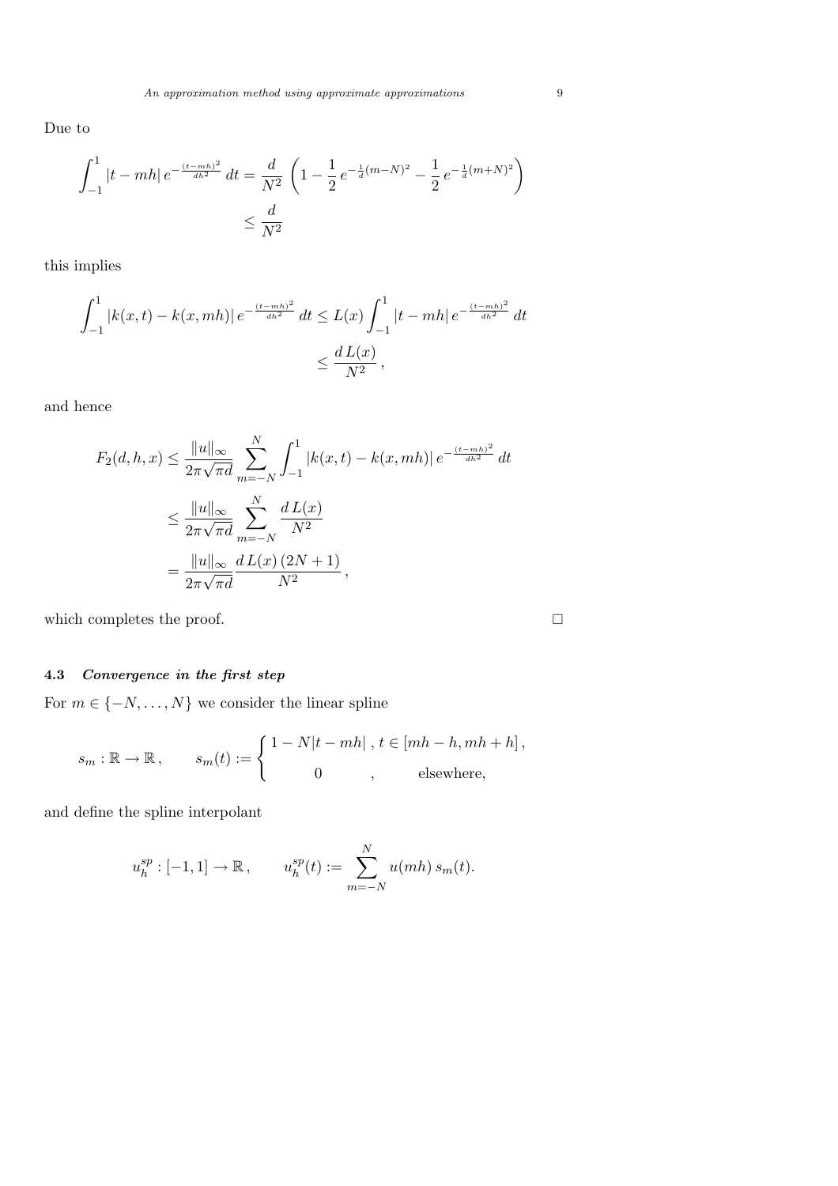Due to

$$
\begin{aligned}
\int_{-1}^{1} |t - mh| \, e^{-\frac{(t-mh)^2}{dh^2}} \, dt &= \frac{d}{N^2} \left( 1 - \frac{1}{2} \, e^{-\frac{1}{d}(m-N)^2} - \frac{1}{2} \, e^{-\frac{1}{d}(m+N)^2} \right) \\
&\le \frac{d}{N^2}
\end{aligned}
$$

this implies

$$
\begin{aligned}
\int_{-1}^{1} |k(x,t) - k(x,mh)| \, e^{-\frac{(t-mh)^2}{dh^2}} \, dt &\le L(x) \int_{-1}^{1} |t - mh| \, e^{-\frac{(t-mh)^2}{dh^2}} \, dt \\
&\le \frac{d \, L(x)}{N^2} \,,
\end{aligned}
$$

and hence

$$
\begin{aligned}
F_2(d,h,x) &\le \frac{\|u\|_\infty}{2\pi\sqrt{\pi d}} \sum_{m=-N}^{N} \int_{-1}^{1} |k(x,t) - k(x,mh)| \, e^{-\frac{(t-mh)^2}{dh^2}} \, dt \\
&\le \frac{\|u\|_\infty}{2\pi\sqrt{\pi d}} \sum_{m=-N}^{N} \frac{d \, L(x)}{N^2} \\
&= \frac{\|u\|_\infty}{2\pi\sqrt{\pi d}} \frac{d \, L(x) \, (2N+1)}{N^2} \,,
\end{aligned}
$$

which completes the proof. □

### 4.3 *Convergence in the first step*

For $m \in \{-N, \ldots, N\}$ we consider the linear spline

$$
s_m : \mathbb{R} \to \mathbb{R} \,, \qquad s_m(t) := \begin{cases} 1 - N|t - mh| \,, & t \in [mh - h, mh + h] \,, \\ 0 \,, & \text{elsewhere,} \end{cases}
$$

and define the spline interpolant

$$
u_h^{sp} : [-1,1] \to \mathbb{R} \,, \qquad u_h^{sp}(t) := \sum_{m=-N}^{N} u(mh) \, s_m(t).
$$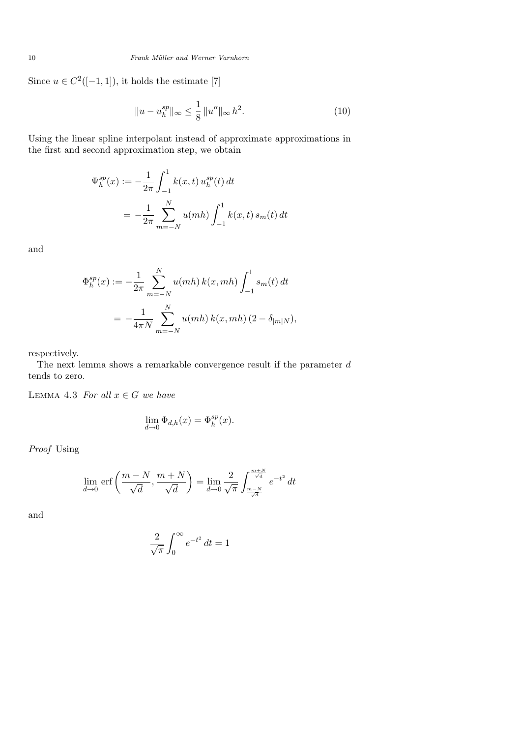Since $u \in C^2([-1,1])$, it holds the estimate [7]

$$\|u - u_h^{sp}\|_\infty \leq \frac{1}{8}\,\|u''\|_\infty\, h^2. \tag{10}$$

Using the linear spline interpolant instead of approximate approximations in the first and second approximation step, we obtain

$$\begin{aligned}
\Psi_h^{sp}(x) &:= -\frac{1}{2\pi}\int_{-1}^{1} k(x,t)\, u_h^{sp}(t)\, dt \\
&= -\frac{1}{2\pi}\sum_{m=-N}^{N} u(mh)\int_{-1}^{1} k(x,t)\, s_m(t)\, dt
\end{aligned}$$

and

$$\begin{aligned}
\Phi_h^{sp}(x) &:= -\frac{1}{2\pi}\sum_{m=-N}^{N} u(mh)\, k(x,mh)\int_{-1}^{1} s_m(t)\, dt \\
&= -\frac{1}{4\pi N}\sum_{m=-N}^{N} u(mh)\, k(x,mh)\,(2-\delta_{|m|N}),
\end{aligned}$$

respectively.

The next lemma shows a remarkable convergence result if the parameter $d$ tends to zero.

Lemma 4.3 *For all $x \in G$ we have*

$$\lim_{d\to 0}\Phi_{d,h}(x) = \Phi_h^{sp}(x).$$

*Proof* Using

$$\lim_{d\to 0}\operatorname{erf}\left(\frac{m-N}{\sqrt{d}},\frac{m+N}{\sqrt{d}}\right) = \lim_{d\to 0}\frac{2}{\sqrt{\pi}}\int_{\frac{m-N}{\sqrt{d}}}^{\frac{m+N}{\sqrt{d}}} e^{-t^2}\, dt$$

and

$$\frac{2}{\sqrt{\pi}}\int_0^\infty e^{-t^2}\, dt = 1$$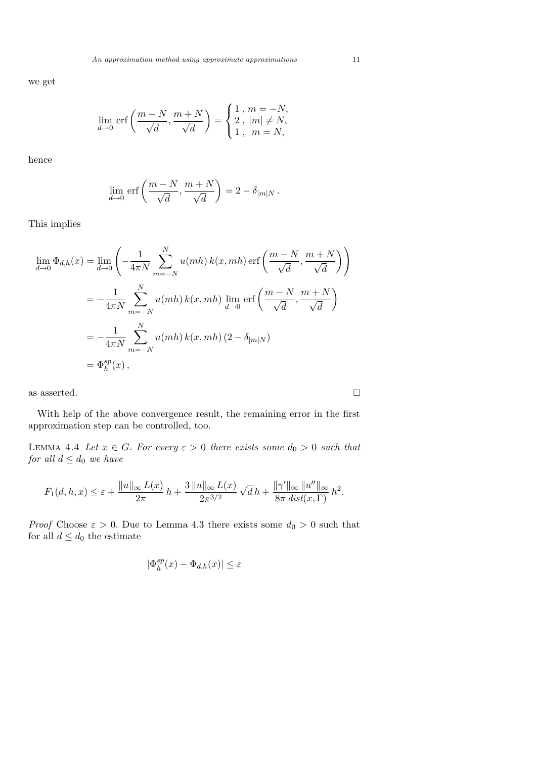we get

$$\lim_{d\to 0} \operatorname{erf}\left(\frac{m-N}{\sqrt{d}}, \frac{m+N}{\sqrt{d}}\right) = \begin{cases} 1\,,\; m=-N, \\ 2\,,\; |m| \neq N, \\ 1\,,\;\; m=N, \end{cases}$$

hence

$$\lim_{d\to 0} \operatorname{erf}\left(\frac{m-N}{\sqrt{d}}, \frac{m+N}{\sqrt{d}}\right) = 2 - \delta_{|m|N}\,.$$

This implies

$$\begin{aligned}
\lim_{d\to 0} \Phi_{d,h}(x) &= \lim_{d\to 0} \left( -\frac{1}{4\pi N} \sum_{m=-N}^{N} u(mh)\, k(x, mh) \operatorname{erf}\left(\frac{m-N}{\sqrt{d}}, \frac{m+N}{\sqrt{d}}\right)\right) \\
&= -\frac{1}{4\pi N} \sum_{m=-N}^{N} u(mh)\, k(x, mh)\, \lim_{d\to 0} \operatorname{erf}\left(\frac{m-N}{\sqrt{d}}, \frac{m+N}{\sqrt{d}}\right) \\
&= -\frac{1}{4\pi N} \sum_{m=-N}^{N} u(mh)\, k(x, mh)\, (2 - \delta_{|m|N}) \\
&= \Phi_h^{sp}(x)\,,
\end{aligned}$$

as asserted. □

With help of the above convergence result, the remaining error in the first approximation step can be controlled, too.

LEMMA 4.4 *Let $x \in G$. For every $\varepsilon > 0$ there exists some $d_0 > 0$ such that for all $d \leq d_0$ we have*

$$F_1(d, h, x) \leq \varepsilon + \frac{\|u\|_\infty\, L(x)}{2\pi}\, h + \frac{3\,\|u\|_\infty\, L(x)}{2\pi^{3/2}}\, \sqrt{d}\, h + \frac{\|\gamma'\|_\infty\, \|u''\|_\infty}{8\pi\, dist(x, \Gamma)}\, h^2.$$

*Proof* Choose $\varepsilon > 0$. Due to Lemma 4.3 there exists some $d_0 > 0$ such that for all $d \leq d_0$ the estimate

$$|\Phi_h^{sp}(x) - \Phi_{d,h}(x)| \leq \varepsilon$$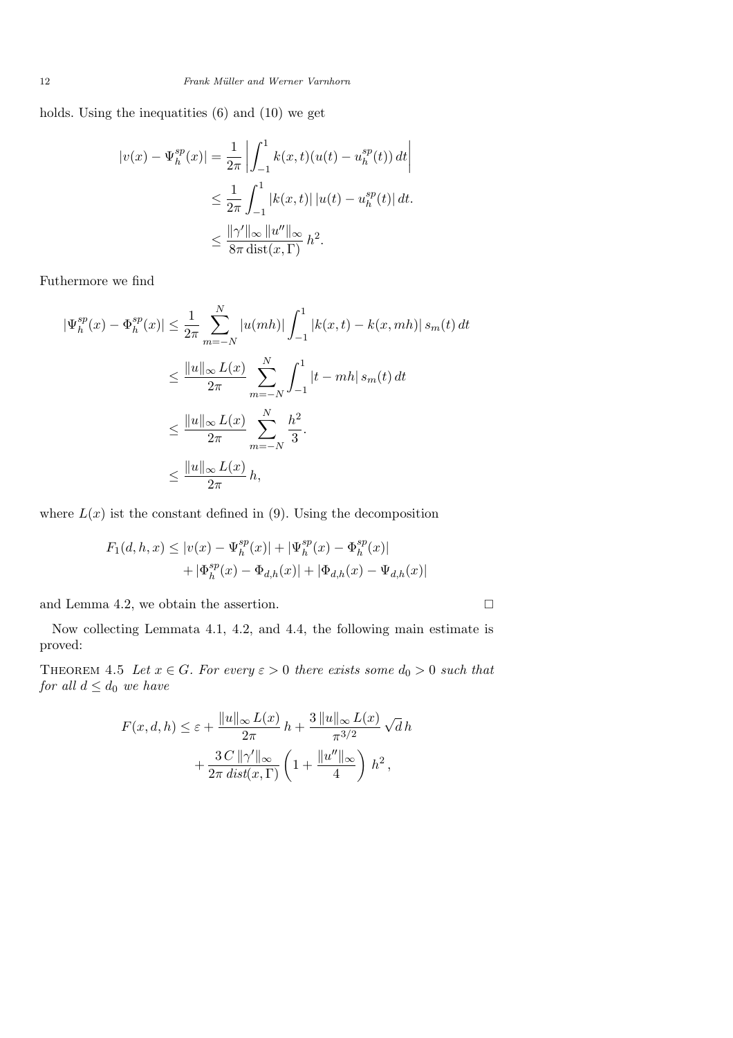holds. Using the inequatities (6) and (10) we get

$$
\begin{aligned}
|v(x) - \Psi_h^{sp}(x)| &= \frac{1}{2\pi} \left| \int_{-1}^{1} k(x,t)(u(t) - u_h^{sp}(t))\, dt \right| \\
&\leq \frac{1}{2\pi} \int_{-1}^{1} |k(x,t)|\, |u(t) - u_h^{sp}(t)|\, dt. \\
&\leq \frac{\|\gamma'\|_\infty \, \|u''\|_\infty}{8\pi \operatorname{dist}(x,\Gamma)}\, h^2.
\end{aligned}
$$

Futhermore we find

$$
\begin{aligned}
|\Psi_h^{sp}(x) - \Phi_h^{sp}(x)| &\leq \frac{1}{2\pi} \sum_{m=-N}^{N} |u(mh)| \int_{-1}^{1} |k(x,t) - k(x,mh)|\, s_m(t)\, dt \\
&\leq \frac{\|u\|_\infty L(x)}{2\pi} \sum_{m=-N}^{N} \int_{-1}^{1} |t - mh|\, s_m(t)\, dt \\
&\leq \frac{\|u\|_\infty L(x)}{2\pi} \sum_{m=-N}^{N} \frac{h^2}{3}. \\
&\leq \frac{\|u\|_\infty L(x)}{2\pi}\, h,
\end{aligned}
$$

where $L(x)$ ist the constant defined in (9). Using the decomposition

$$
\begin{aligned}
F_1(d,h,x) \leq\; & |v(x) - \Psi_h^{sp}(x)| + |\Psi_h^{sp}(x) - \Phi_h^{sp}(x)| \\
& + |\Phi_h^{sp}(x) - \Phi_{d,h}(x)| + |\Phi_{d,h}(x) - \Psi_{d,h}(x)|
\end{aligned}
$$

and Lemma 4.2, we obtain the assertion. □

Now collecting Lemmata 4.1, 4.2, and 4.4, the following main estimate is proved:

THEOREM 4.5 *Let $x \in G$. For every $\varepsilon > 0$ there exists some $d_0 > 0$ such that for all $d \leq d_0$ we have*

$$
\begin{aligned}
F(x,d,h) \leq\; & \varepsilon + \frac{\|u\|_\infty L(x)}{2\pi}\, h + \frac{3\, \|u\|_\infty L(x)}{\pi^{3/2}} \sqrt{d}\, h \\
& + \frac{3\, C\, \|\gamma'\|_\infty}{2\pi\, dist(x,\Gamma)} \left( 1 + \frac{\|u''\|_\infty}{4} \right) h^2 \,,
\end{aligned}
$$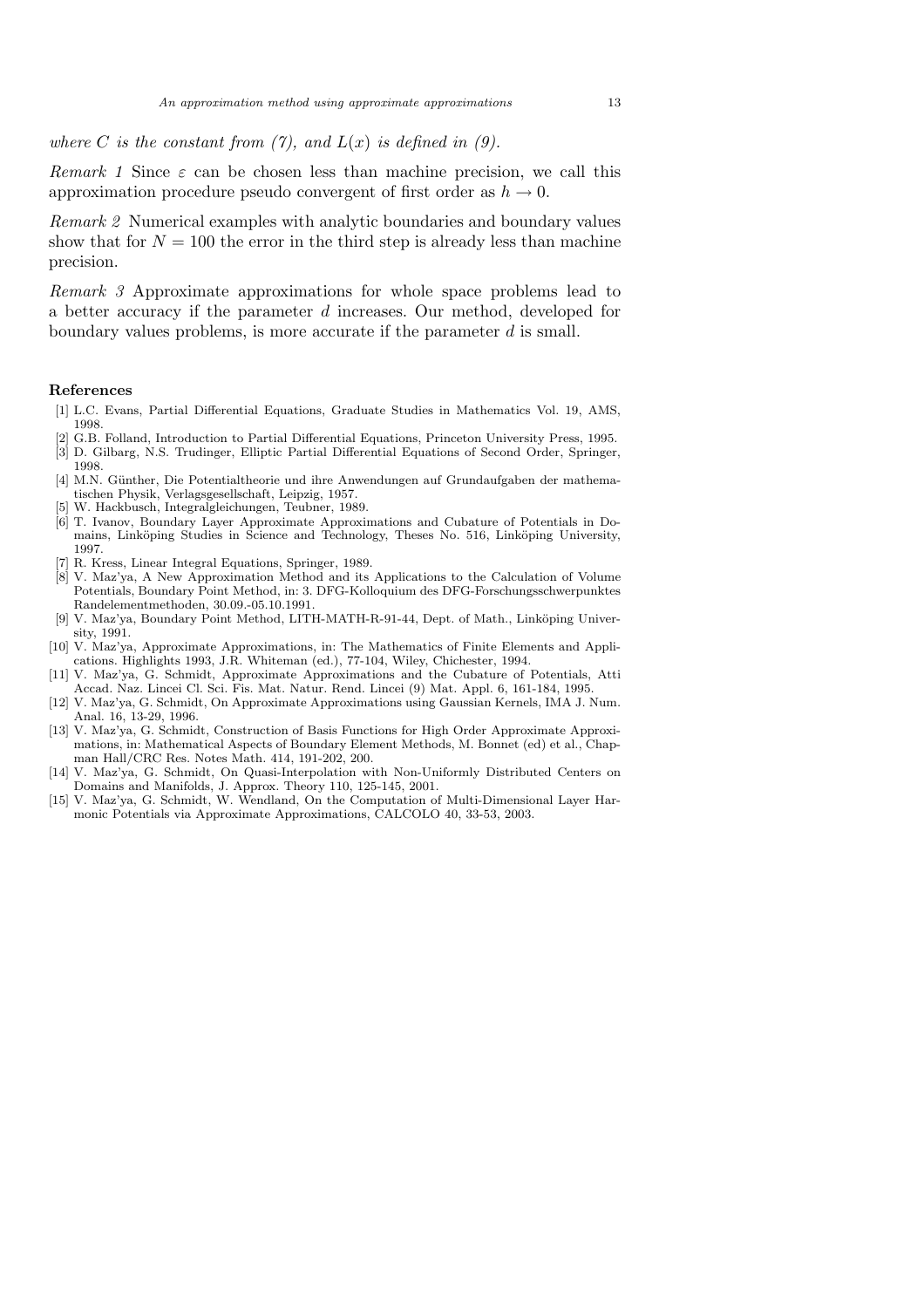*where $C$ is the constant from (7), and $L(x)$ is defined in (9).*

*Remark 1* Since $\varepsilon$ can be chosen less than machine precision, we call this approximation procedure pseudo convergent of first order as $h \to 0$.

*Remark 2* Numerical examples with analytic boundaries and boundary values show that for $N = 100$ the error in the third step is already less than machine precision.

*Remark 3* Approximate approximations for whole space problems lead to a better accuracy if the parameter $d$ increases. Our method, developed for boundary values problems, is more accurate if the parameter $d$ is small.

## References

[1] L.C. Evans, Partial Differential Equations, Graduate Studies in Mathematics Vol. 19, AMS, 1998.

[2] G.B. Folland, Introduction to Partial Differential Equations, Princeton University Press, 1995.

[3] D. Gilbarg, N.S. Trudinger, Elliptic Partial Differential Equations of Second Order, Springer, 1998.

[4] M.N. Günther, Die Potentialtheorie und ihre Anwendungen auf Grundaufgaben der mathematischen Physik, Verlagsgesellschaft, Leipzig, 1957.

[5] W. Hackbusch, Integralgleichungen, Teubner, 1989.

[6] T. Ivanov, Boundary Layer Approximate Approximations and Cubature of Potentials in Domains, Linköping Studies in Science and Technology, Theses No. 516, Linköping University, 1997.

[7] R. Kress, Linear Integral Equations, Springer, 1989.

[8] V. Maz'ya, A New Approximation Method and its Applications to the Calculation of Volume Potentials, Boundary Point Method, in: 3. DFG-Kolloquium des DFG-Forschungsschwerpunktes Randelementmethoden, 30.09.-05.10.1991.

[9] V. Maz'ya, Boundary Point Method, LITH-MATH-R-91-44, Dept. of Math., Linköping University, 1991.

[10] V. Maz'ya, Approximate Approximations, in: The Mathematics of Finite Elements and Applications. Highlights 1993, J.R. Whiteman (ed.), 77-104, Wiley, Chichester, 1994.

[11] V. Maz'ya, G. Schmidt, Approximate Approximations and the Cubature of Potentials, Atti Accad. Naz. Lincei Cl. Sci. Fis. Mat. Natur. Rend. Lincei (9) Mat. Appl. 6, 161-184, 1995.

[12] V. Maz'ya, G. Schmidt, On Approximate Approximations using Gaussian Kernels, IMA J. Num. Anal. 16, 13-29, 1996.

[13] V. Maz'ya, G. Schmidt, Construction of Basis Functions for High Order Approximate Approximations, in: Mathematical Aspects of Boundary Element Methods, M. Bonnet (ed) et al., Chapman Hall/CRC Res. Notes Math. 414, 191-202, 200.

[14] V. Maz'ya, G. Schmidt, On Quasi-Interpolation with Non-Uniformly Distributed Centers on Domains and Manifolds, J. Approx. Theory 110, 125-145, 2001.

[15] V. Maz'ya, G. Schmidt, W. Wendland, On the Computation of Multi-Dimensional Layer Harmonic Potentials via Approximate Approximations, CALCOLO 40, 33-53, 2003.